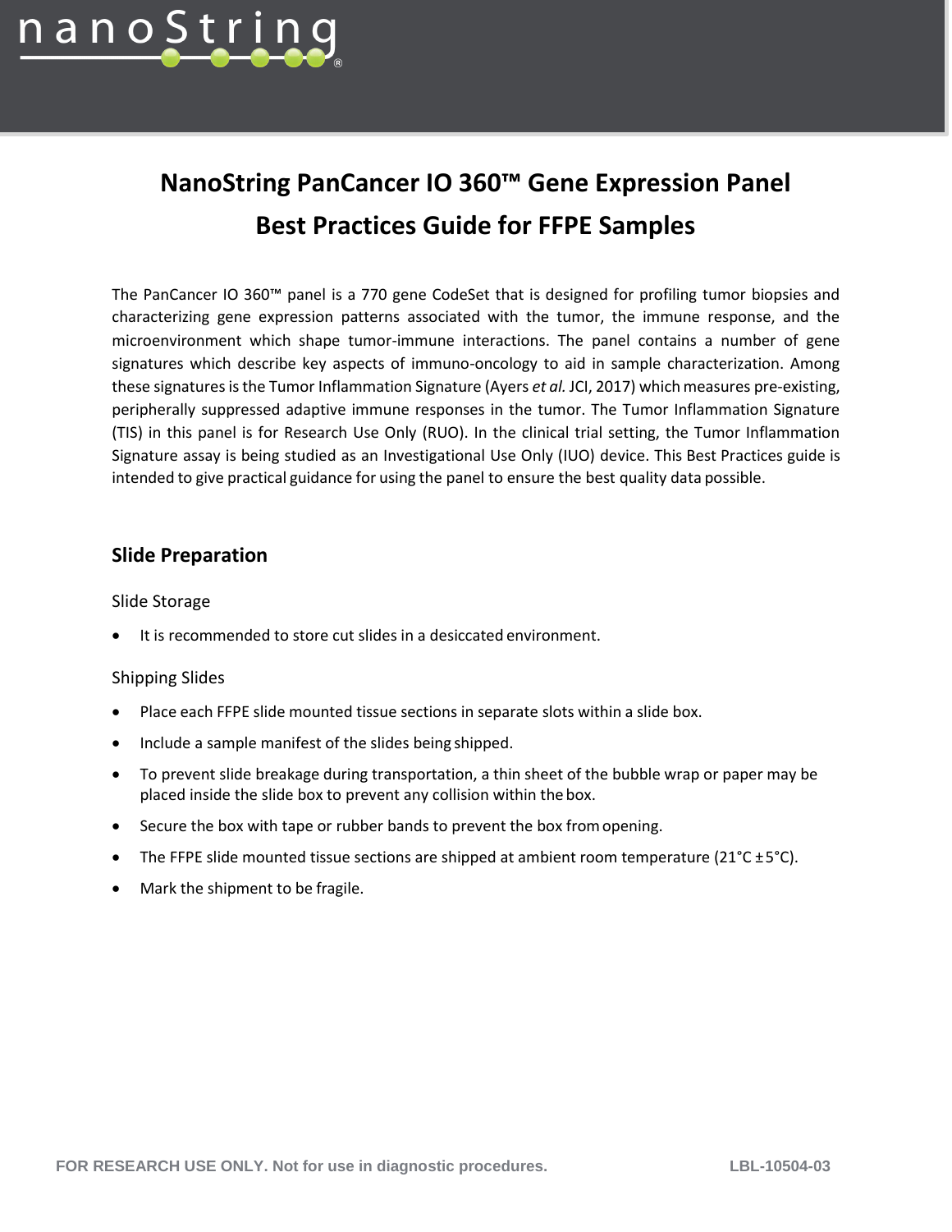# NanoString PanCancer IO 360™ Gene Expression Panel
# Best Practices Guide for FFPE Samples

The PanCancer IO 360™ panel is a 770 gene CodeSet that is designed for profiling tumor biopsies and characterizing gene expression patterns associated with the tumor, the immune response, and the microenvironment which shape tumor-immune interactions. The panel contains a number of gene signatures which describe key aspects of immuno-oncology to aid in sample characterization. Among these signatures is the Tumor Inflammation Signature (Ayers *et al.* JCI, 2017) which measures pre-existing, peripherally suppressed adaptive immune responses in the tumor. The Tumor Inflammation Signature (TIS) in this panel is for Research Use Only (RUO). In the clinical trial setting, the Tumor Inflammation Signature assay is being studied as an Investigational Use Only (IUO) device. This Best Practices guide is intended to give practical guidance for using the panel to ensure the best quality data possible.

## Slide Preparation

### Slide Storage

- It is recommended to store cut slides in a desiccated environment.

### Shipping Slides

- Place each FFPE slide mounted tissue sections in separate slots within a slide box.
- Include a sample manifest of the slides being shipped.
- To prevent slide breakage during transportation, a thin sheet of the bubble wrap or paper may be placed inside the slide box to prevent any collision within the box.
- Secure the box with tape or rubber bands to prevent the box from opening.
- The FFPE slide mounted tissue sections are shipped at ambient room temperature (21°C ±5°C).
- Mark the shipment to be fragile.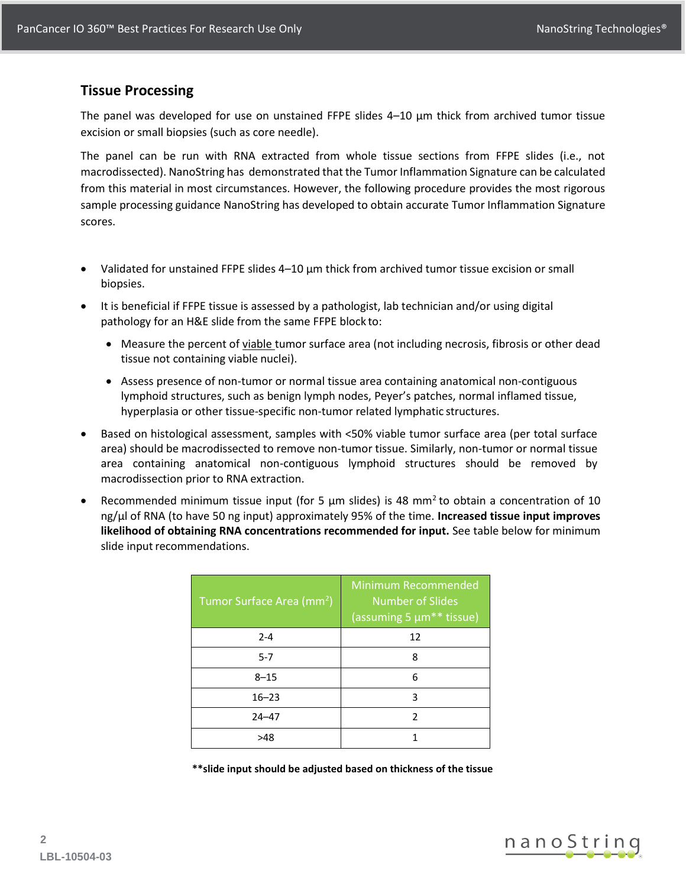## Tissue Processing

The panel was developed for use on unstained FFPE slides 4–10 µm thick from archived tumor tissue excision or small biopsies (such as core needle).

The panel can be run with RNA extracted from whole tissue sections from FFPE slides (i.e., not macrodissected). NanoString has demonstrated that the Tumor Inflammation Signature can be calculated from this material in most circumstances. However, the following procedure provides the most rigorous sample processing guidance NanoString has developed to obtain accurate Tumor Inflammation Signature scores.

- Validated for unstained FFPE slides 4–10 µm thick from archived tumor tissue excision or small biopsies.
- It is beneficial if FFPE tissue is assessed by a pathologist, lab technician and/or using digital pathology for an H&E slide from the same FFPE block to:
  - Measure the percent of <u>viable</u> tumor surface area (not including necrosis, fibrosis or other dead tissue not containing viable nuclei).
  - Assess presence of non-tumor or normal tissue area containing anatomical non-contiguous lymphoid structures, such as benign lymph nodes, Peyer's patches, normal inflamed tissue, hyperplasia or other tissue-specific non-tumor related lymphatic structures.
- Based on histological assessment, samples with <50% viable tumor surface area (per total surface area) should be macrodissected to remove non-tumor tissue. Similarly, non-tumor or normal tissue area containing anatomical non-contiguous lymphoid structures should be removed by macrodissection prior to RNA extraction.
- Recommended minimum tissue input (for 5 µm slides) is 48 $mm^2$ to obtain a concentration of 10 ng/µl of RNA (to have 50 ng input) approximately 95% of the time. **Increased tissue input improves likelihood of obtaining RNA concentrations recommended for input.** See table below for minimum slide input recommendations.

| Tumor Surface Area ($mm^2$) | Minimum Recommended Number of Slides (assuming 5 µm** tissue) |
|---|---|
| 2-4 | 12 |
| 5-7 | 8 |
| 8–15 | 6 |
| 16–23 | 3 |
| 24–47 | 2 |
| >48 | 1 |

****slide input should be adjusted based on thickness of the tissue**

LBL-10504-03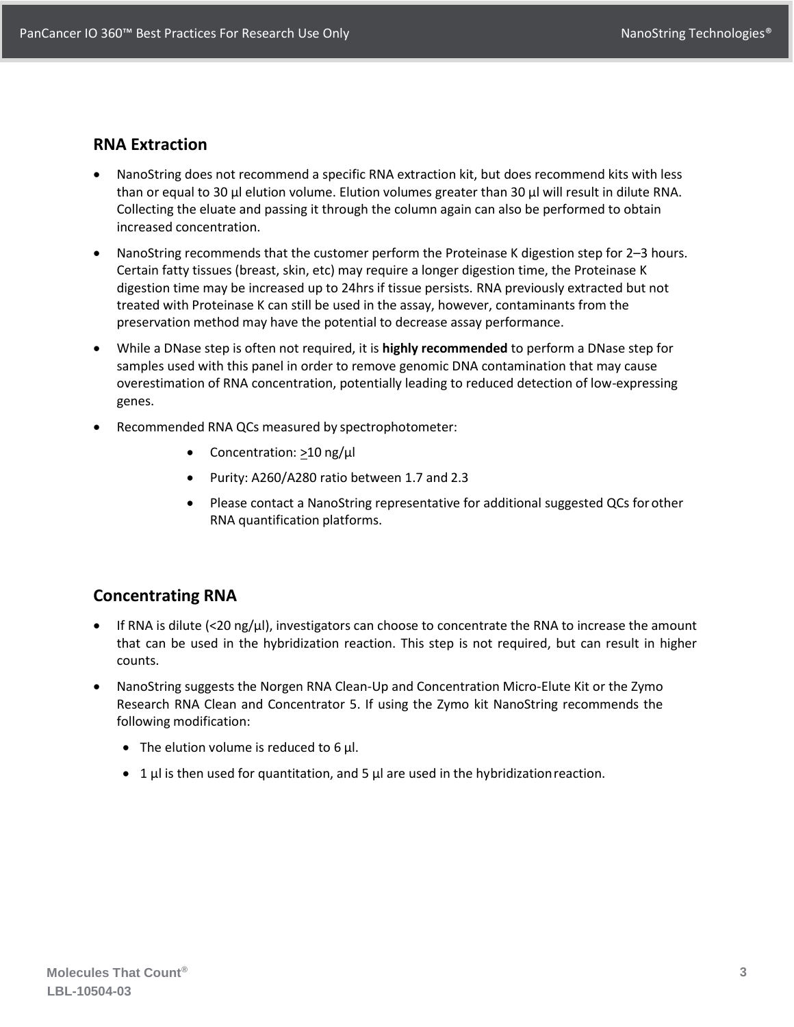## RNA Extraction

- NanoString does not recommend a specific RNA extraction kit, but does recommend kits with less than or equal to 30 µl elution volume. Elution volumes greater than 30 µl will result in dilute RNA. Collecting the eluate and passing it through the column again can also be performed to obtain increased concentration.
- NanoString recommends that the customer perform the Proteinase K digestion step for 2–3 hours. Certain fatty tissues (breast, skin, etc) may require a longer digestion time, the Proteinase K digestion time may be increased up to 24hrs if tissue persists. RNA previously extracted but not treated with Proteinase K can still be used in the assay, however, contaminants from the preservation method may have the potential to decrease assay performance.
- While a DNase step is often not required, it is **highly recommended** to perform a DNase step for samples used with this panel in order to remove genomic DNA contamination that may cause overestimation of RNA concentration, potentially leading to reduced detection of low-expressing genes.
- Recommended RNA QCs measured by spectrophotometer:
  - Concentration: ≥10 ng/µl
  - Purity: A260/A280 ratio between 1.7 and 2.3
  - Please contact a NanoString representative for additional suggested QCs for other RNA quantification platforms.

## Concentrating RNA

- If RNA is dilute (<20 ng/µl), investigators can choose to concentrate the RNA to increase the amount that can be used in the hybridization reaction. This step is not required, but can result in higher counts.
- NanoString suggests the Norgen RNA Clean-Up and Concentration Micro-Elute Kit or the Zymo Research RNA Clean and Concentrator 5. If using the Zymo kit NanoString recommends the following modification:
  - The elution volume is reduced to 6 µl.
  - 1 µl is then used for quantitation, and 5 µl are used in the hybridization reaction.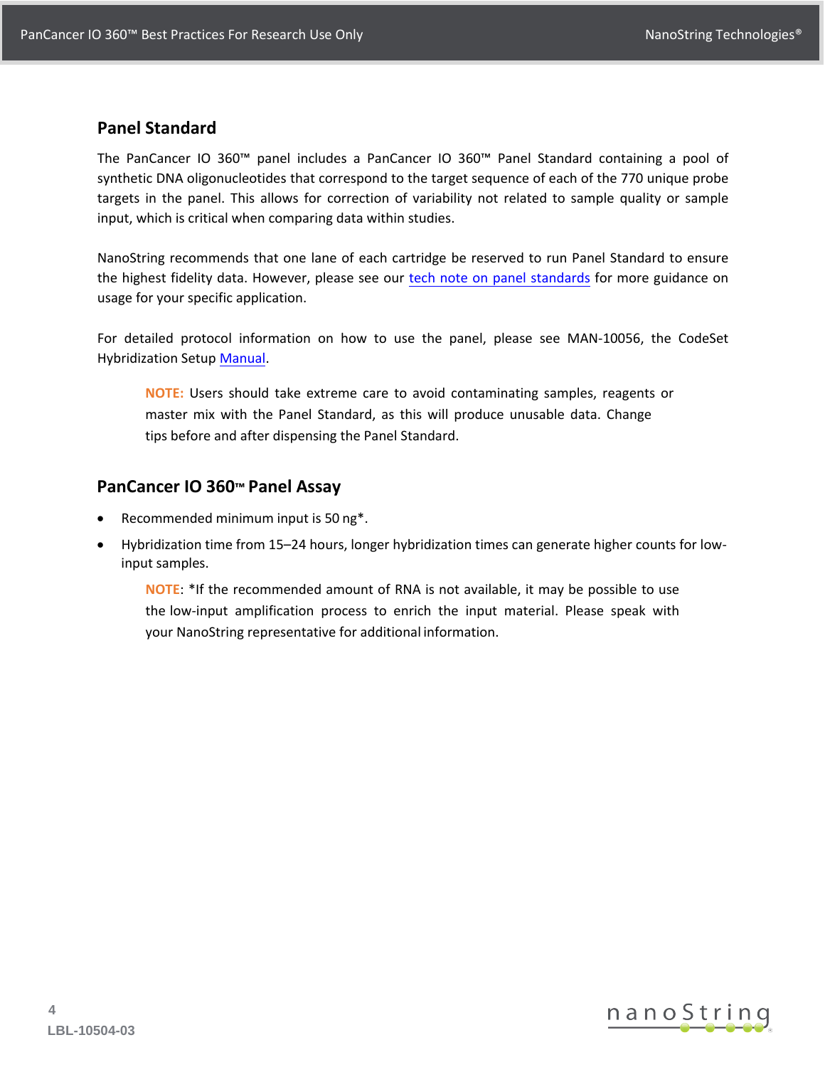## Panel Standard

The PanCancer IO 360™ panel includes a PanCancer IO 360™ Panel Standard containing a pool of synthetic DNA oligonucleotides that correspond to the target sequence of each of the 770 unique probe targets in the panel. This allows for correction of variability not related to sample quality or sample input, which is critical when comparing data within studies.

NanoString recommends that one lane of each cartridge be reserved to run Panel Standard to ensure the highest fidelity data. However, please see our tech note on panel standards for more guidance on usage for your specific application.

For detailed protocol information on how to use the panel, please see MAN-10056, the CodeSet Hybridization Setup Manual.

> **NOTE:** Users should take extreme care to avoid contaminating samples, reagents or master mix with the Panel Standard, as this will produce unusable data. Change tips before and after dispensing the Panel Standard.

## PanCancer IO 360™ Panel Assay

- Recommended minimum input is 50 ng*.
- Hybridization time from 15–24 hours, longer hybridization times can generate higher counts for low-input samples.

> **NOTE**: *If the recommended amount of RNA is not available, it may be possible to use the low-input amplification process to enrich the input material. Please speak with your NanoString representative for additional information.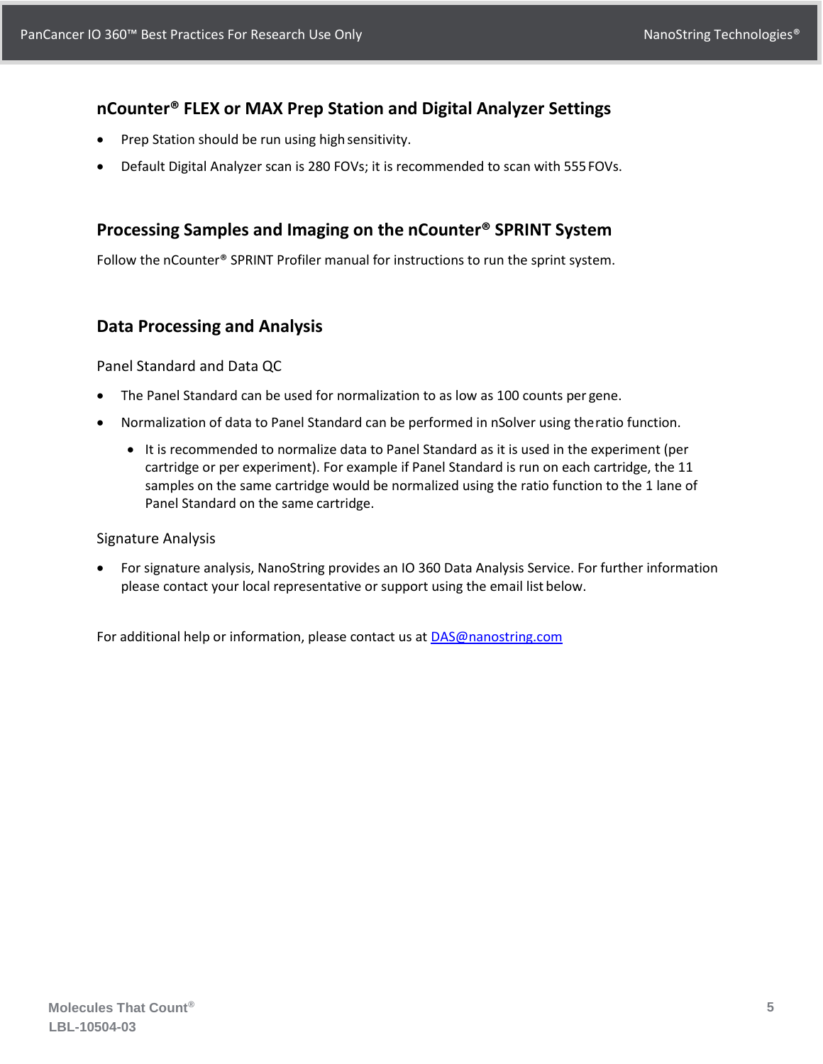## nCounter® FLEX or MAX Prep Station and Digital Analyzer Settings

- Prep Station should be run using high sensitivity.
- Default Digital Analyzer scan is 280 FOVs; it is recommended to scan with 555 FOVs.

## Processing Samples and Imaging on the nCounter® SPRINT System

Follow the nCounter® SPRINT Profiler manual for instructions to run the sprint system.

## Data Processing and Analysis

### Panel Standard and Data QC

- The Panel Standard can be used for normalization to as low as 100 counts per gene.
- Normalization of data to Panel Standard can be performed in nSolver using the ratio function.
  - It is recommended to normalize data to Panel Standard as it is used in the experiment (per cartridge or per experiment). For example if Panel Standard is run on each cartridge, the 11 samples on the same cartridge would be normalized using the ratio function to the 1 lane of Panel Standard on the same cartridge.

### Signature Analysis

- For signature analysis, NanoString provides an IO 360 Data Analysis Service. For further information please contact your local representative or support using the email list below.

For additional help or information, please contact us at DAS@nanostring.com